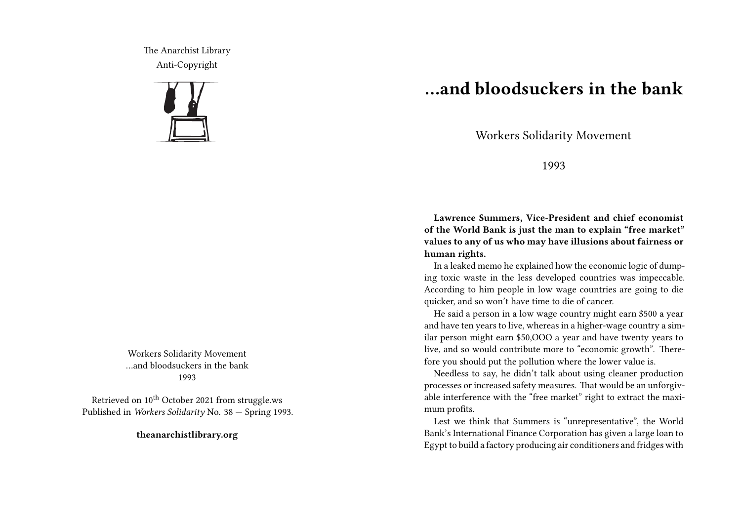The Anarchist Library
Anti-Copyright

Workers Solidarity Movement
...and bloodsuckers in the bank
1993

Retrieved on 10th October 2021 from struggle.ws
Published in *Workers Solidarity* No. 38 — Spring 1993.

**theanarchistlibrary.org**

# ...and bloodsuckers in the bank

Workers Solidarity Movement

1993

**Lawrence Summers, Vice-President and chief economist of the World Bank is just the man to explain "free market" values to any of us who may have illusions about fairness or human rights.**

In a leaked memo he explained how the economic logic of dumping toxic waste in the less developed countries was impeccable. According to him people in low wage countries are going to die quicker, and so won't have time to die of cancer.

He said a person in a low wage country might earn $500 a year and have ten years to live, whereas in a higher-wage country a similar person might earn $50,OOO a year and have twenty years to live, and so would contribute more to "economic growth". Therefore you should put the pollution where the lower value is.

Needless to say, he didn't talk about using cleaner production processes or increased safety measures. That would be an unforgivable interference with the "free market" right to extract the maximum profits.

Lest we think that Summers is "unrepresentative", the World Bank's International Finance Corporation has given a large loan to Egypt to build a factory producing air conditioners and fridges with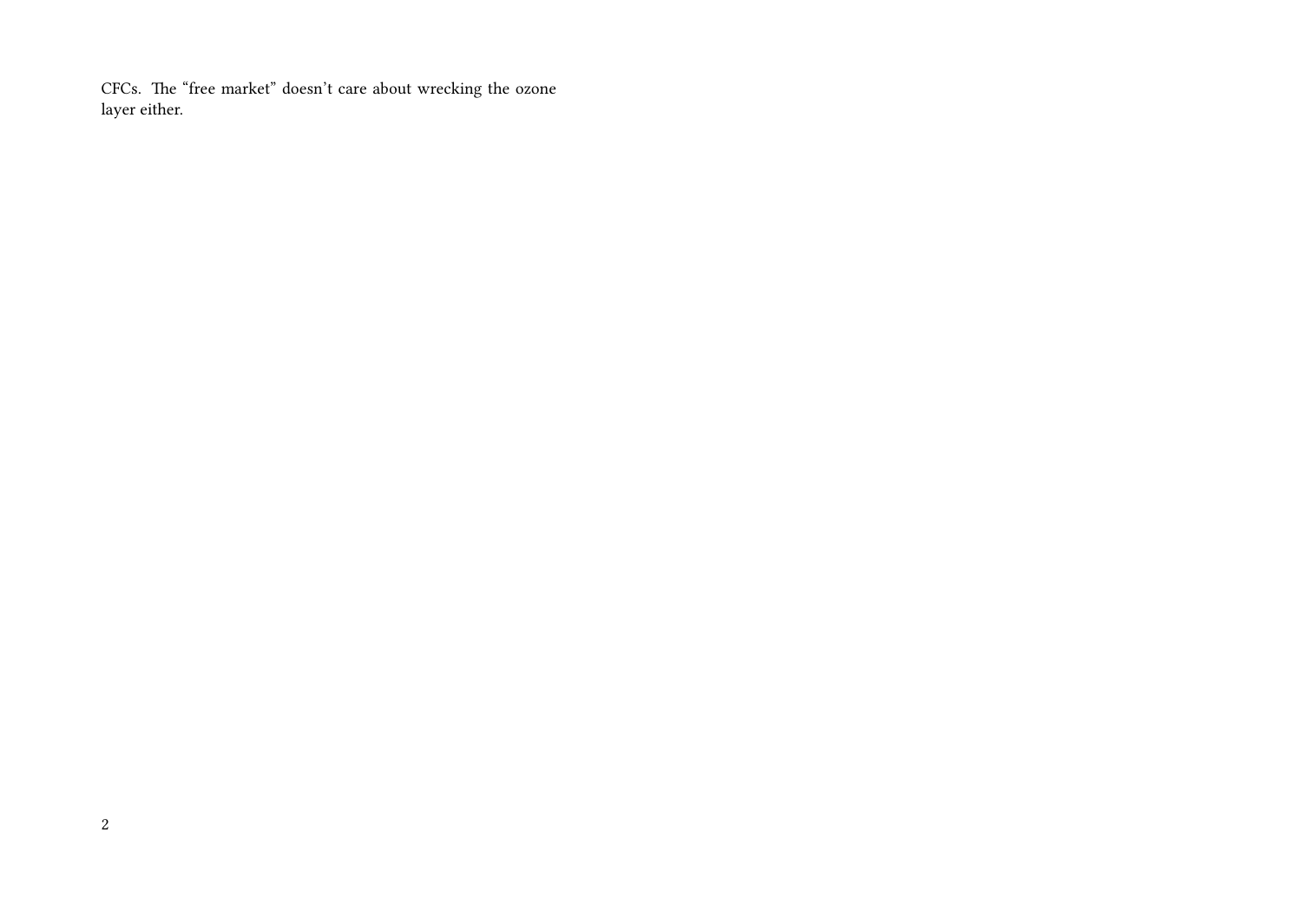CFCs. The "free market" doesn't care about wrecking the ozone layer either.